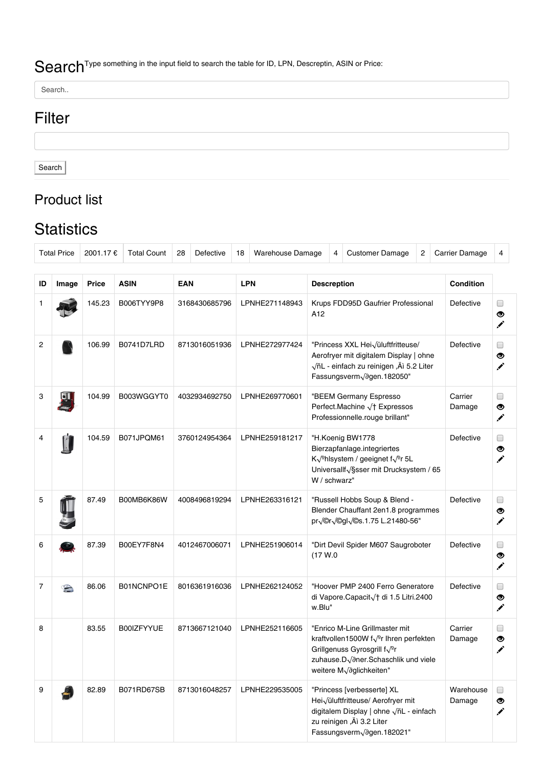# Search

Type something in the input field to search the table for ID, LPN, Descreptin, ASIN or Price:

Search..

# Filter

Search

## Product list

# Statistics

| Total Price | 2001.17 € | Total Count | 28 | Defective | 18 | Warehouse Damage | 4 | Customer Damage | 2 | Carrier Damage | 4 |
|---|---|---|---|---|---|---|---|---|---|---|---|

| ID | Image | Price | ASIN | EAN | LPN | Descreption | Condition | |
|---|---|---|---|---|---|---|---|---|
| 1 | | 145.23 | B006TYY9P8 | 3168430685796 | LPNHE271148943 | Krups FDD95D Gaufrier Professional A12 | Defective | |
| 2 | | 106.99 | B0741D7LRD | 8713016051936 | LPNHE272977424 | "Princess XXL Hei√üluftfritteuse/ Aerofryer mit digitalem Display \| ohne √ñL - einfach zu reinigen ‚Äì 5.2 Liter Fassungsverm√∂gen.182050" | Defective | |
| 3 | | 104.99 | B003WGGYT0 | 4032934692750 | LPNHE269770601 | "BEEM Germany Espresso Perfect.Machine √† Expressos Professionnelle.rouge brillant" | Carrier Damage | |
| 4 | | 104.59 | B071JPQM61 | 3760124954364 | LPNHE259181217 | "H.Koenig BW1778 Bierzapfanlage.integriertes K√ºhlsystem / geeignet f√ºr 5L Universallf√§sser mit Drucksystem / 65 W / schwarz" | Defective | |
| 5 | | 87.49 | B00MB6K86W | 4008496819294 | LPNHE263316121 | "Russell Hobbs Soup & Blend - Blender Chauffant 2en1.8 programmes pr√©r√©gl√©s.1.75 L.21480-56" | Defective | |
| 6 | | 87.39 | B00EY7F8N4 | 4012467006071 | LPNHE251906014 | "Dirt Devil Spider M607 Saugroboter (17 W.0 | Defective | |
| 7 | | 86.06 | B01NCNPO1E | 8016361916036 | LPNHE262124052 | "Hoover PMP 2400 Ferro Generatore di Vapore.Capacit√† di 1.5 Litri.2400 w.Blu" | Defective | |
| 8 | | 83.55 | B00IZFYYUE | 8713667121040 | LPNHE252116605 | "Enrico M-Line Grillmaster mit kraftvollen1500W f√ºr Ihren perfekten Grillgenuss Gyrosgrill f√ºr zuhause.D√∂ner.Schaschlik und viele weitere M√∂glichkeiten" | Carrier Damage | |
| 9 | | 82.89 | B071RD67SB | 8713016048257 | LPNHE229535005 | "Princess [verbesserte] XL Hei√üluftfritteuse/ Aerofryer mit digitalem Display \| ohne √ñL - einfach zu reinigen ‚Äì 3.2 Liter Fassungsverm√∂gen.182021" | Warehouse Damage | |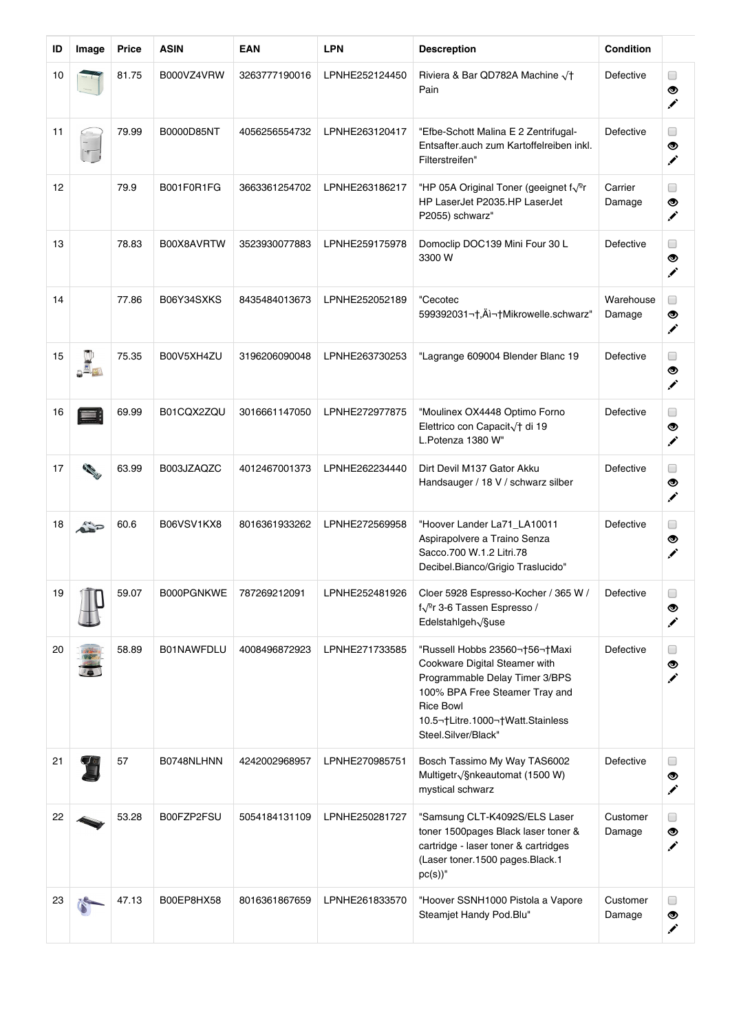| ID | Image | Price | ASIN | EAN | LPN | Descreption | Condition | |
|---|---|---|---|---|---|---|---|---|
| 10 | | 81.75 | B000VZ4VRW | 3263777190016 | LPNHE252124450 | Riviera & Bar QD782A Machine √† Pain | Defective | |
| 11 | | 79.99 | B0000D85NT | 4056256554732 | LPNHE263120417 | "Efbe-Schott Malina E 2 Zentrifugal-Entsafter.auch zum Kartoffelreiben inkl. Filterstreifen" | Defective | |
| 12 | | 79.9 | B001F0R1FG | 3663361254702 | LPNHE263186217 | "HP 05A Original Toner (geeignet f√ºr HP LaserJet P2035.HP LaserJet P2055) schwarz" | Carrier Damage | |
| 13 | | 78.83 | B00X8AVRTW | 3523930077883 | LPNHE259175978 | Domoclip DOC139 Mini Four 30 L 3300 W | Defective | |
| 14 | | 77.86 | B06Y34SXKS | 8435484013673 | LPNHE252052189 | "Cecotec 599392031¬†‚Äì¬†Mikrowelle.schwarz" | Warehouse Damage | |
| 15 | | 75.35 | B00V5XH4ZU | 3196206090048 | LPNHE263730253 | "Lagrange 609004 Blender Blanc 19 | Defective | |
| 16 | | 69.99 | B01CQX2ZQU | 3016661147050 | LPNHE272977875 | "Moulinex OX4448 Optimo Forno Elettrico con Capacit√† di 19 L.Potenza 1380 W" | Defective | |
| 17 | | 63.99 | B003JZAQZC | 4012467001373 | LPNHE262234440 | Dirt Devil M137 Gator Akku Handsauger / 18 V / schwarz silber | Defective | |
| 18 | | 60.6 | B06VSV1KX8 | 8016361933262 | LPNHE272569958 | "Hoover Lander La71_LA10011 Aspirapolvere a Traino Senza Sacco.700 W.1.2 Litri.78 Decibel.Bianco/Grigio Traslucido" | Defective | |
| 19 | | 59.07 | B000PGNKWE | 787269212091 | LPNHE252481926 | Cloer 5928 Espresso-Kocher / 365 W / f√ºr 3-6 Tassen Espresso / Edelstahlgeh√§use | Defective | |
| 20 | | 58.89 | B01NAWFDLU | 4008496872923 | LPNHE271733585 | "Russell Hobbs 23560¬†56¬†Maxi Cookware Digital Steamer with Programmable Delay Timer 3/BPS 100% BPA Free Steamer Tray and Rice Bowl 10.5¬†Litre.1000¬†Watt.Stainless Steel.Silver/Black" | Defective | |
| 21 | | 57 | B0748NLHNN | 4242002968957 | LPNHE270985751 | Bosch Tassimo My Way TAS6002 Multigetr√§nkeautomat (1500 W) mystical schwarz | Defective | |
| 22 | | 53.28 | B00FZP2FSU | 5054184131109 | LPNHE250281727 | "Samsung CLT-K4092S/ELS Laser toner 1500pages Black laser toner & cartridge - laser toner & cartridges (Laser toner.1500 pages.Black.1 pc(s))" | Customer Damage | |
| 23 | | 47.13 | B00EP8HX58 | 8016361867659 | LPNHE261833570 | "Hoover SSNH1000 Pistola a Vapore Steamjet Handy Pod.Blu" | Customer Damage | |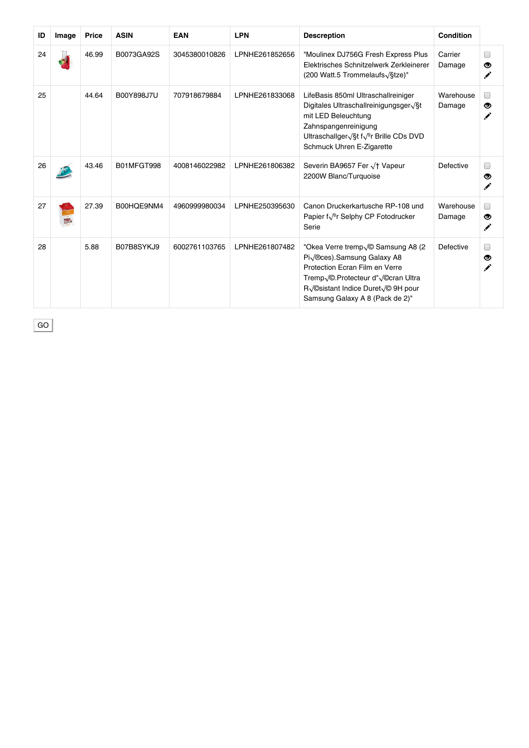| ID | Image | Price | ASIN | EAN | LPN | Descreption | Condition | |
|---|---|---|---|---|---|---|---|---|
| 24 | | 46.99 | B0073GA92S | 3045380010826 | LPNHE261852656 | "Moulinex DJ756G Fresh Express Plus Elektrisches Schnitzelwerk Zerkleinerer (200 Watt.5 Trommelaufs√§tze)" | Carrier Damage | |
| 25 | | 44.64 | B00Y898J7U | 707918679884 | LPNHE261833068 | LifeBasis 850ml Ultraschallreiniger Digitales Ultraschallreinigungsger√§t mit LED Beleuchtung Zahnspangenreinigung Ultraschallger√§t f√ºr Brille CDs DVD Schmuck Uhren E-Zigarette | Warehouse Damage | |
| 26 | | 43.46 | B01MFGT998 | 4008146022982 | LPNHE261806382 | Severin BA9657 Fer √† Vapeur 2200W Blanc/Turquoise | Defective | |
| 27 | | 27.39 | B00HQE9NM4 | 4960999980034 | LPNHE250395630 | Canon Druckerkartusche RP-108 und Papier f√ºr Selphy CP Fotodrucker Serie | Warehouse Damage | |
| 28 | | 5.88 | B07B8SYKJ9 | 6002761103765 | LPNHE261807482 | "Okea Verre tremp√© Samsung A8 (2 Pi√®ces).Samsung Galaxy A8 Protection Ecran Film en Verre Tremp√©.Protecteur d"√©cran Ultra R√©sistant Indice Duret√© 9H pour Samsung Galaxy A 8 (Pack de 2)" | Defective | |

GO